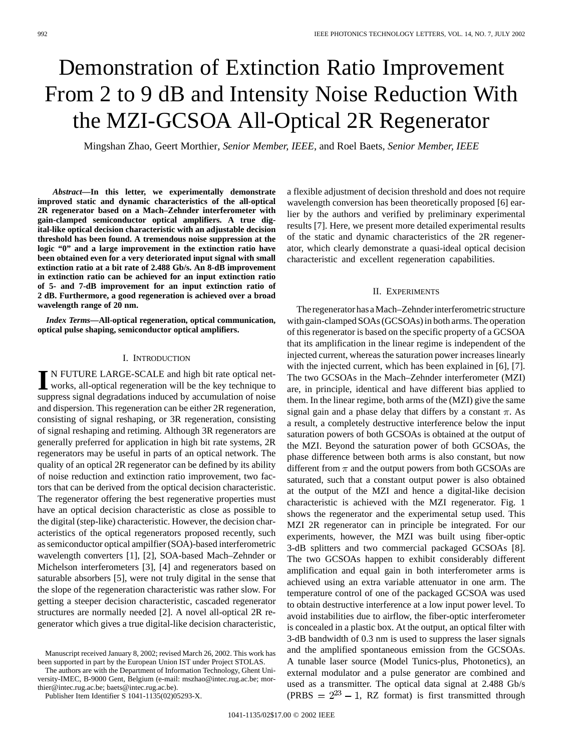# Demonstration of Extinction Ratio Improvement From 2 to 9 dB and Intensity Noise Reduction With the MZI-GCSOA All-Optical 2R Regenerator

Mingshan Zhao, Geert Morthier, *Senior Member, IEEE*, and Roel Baets, *Senior Member, IEEE*

***Abstract*—In this letter, we experimentally demonstrate improved static and dynamic characteristics of the all-optical 2R regenerator based on a Mach–Zehnder interferometer with gain-clamped semiconductor optical amplifiers. A true digital-like optical decision characteristic with an adjustable decision threshold has been found. A tremendous noise suppression at the logic "0" and a large improvement in the extinction ratio have been obtained even for a very deteriorated input signal with small extinction ratio at a bit rate of 2.488 Gb/s. An 8-dB improvement in extinction ratio can be achieved for an input extinction ratio of 5- and 7-dB improvement for an input extinction ratio of 2 dB. Furthermore, a good regeneration is achieved over a broad wavelength range of 20 nm.**

***Index Terms*—All-optical regeneration, optical communication, optical pulse shaping, semiconductor optical amplifiers.**

## I. Introduction

In future large-scale and high bit rate optical networks, all-optical regeneration will be the key technique to suppress signal degradations induced by accumulation of noise and dispersion. This regeneration can be either 2R regeneration, consisting of signal reshaping, or 3R regeneration, consisting of signal reshaping and retiming. Although 3R regenerators are generally preferred for application in high bit rate systems, 2R regenerators may be useful in parts of an optical network. The quality of an optical 2R regenerator can be defined by its ability of noise reduction and extinction ratio improvement, two factors that can be derived from the optical decision characteristic. The regenerator offering the best regenerative properties must have an optical decision characteristic as close as possible to the digital (step-like) characteristic. However, the decision characteristics of the optical regenerators proposed recently, such as semiconductor optical ampilfier (SOA)-based interferometric wavelength converters [1], [2], SOA-based Mach–Zehnder or Michelson interferometers [3], [4] and regenerators based on saturable absorbers [5], were not truly digital in the sense that the slope of the regeneration characteristic was rather slow. For getting a steeper decision characteristic, cascaded regenerator structures are normally needed [2]. A novel all-optical 2R regenerator which gives a true digital-like decision characteristic, a flexible adjustment of decision threshold and does not require wavelength conversion has been theoretically proposed [6] earlier by the authors and verified by preliminary experimental results [7]. Here, we present more detailed experimental results of the static and dynamic characteristics of the 2R regenerator, which clearly demonstrate a quasi-ideal optical decision characteristic and excellent regeneration capabilities.

## II. Experiments

The regenerator has a Mach–Zehnder interferometric structure with gain-clamped SOAs (GCSOAs) in both arms. The operation of this regenerator is based on the specific property of a GCSOA that its amplification in the linear regime is independent of the injected current, whereas the saturation power increases linearly with the injected current, which has been explained in [6], [7]. The two GCSOAs in the Mach–Zehnder interferometer (MZI) are, in principle, identical and have different bias applied to them. In the linear regime, both arms of the (MZI) give the same signal gain and a phase delay that differs by a constant $\pi$. As a result, a completely destructive interference below the input saturation powers of both GCSOAs is obtained at the output of the MZI. Beyond the saturation power of both GCSOAs, the phase difference between both arms is also constant, but now different from $\pi$ and the output powers from both GCSOAs are saturated, such that a constant output power is also obtained at the output of the MZI and hence a digital-like decision characteristic is achieved with the MZI regenerator. Fig. 1 shows the regenerator and the experimental setup used. This MZI 2R regenerator can in principle be integrated. For our experiments, however, the MZI was built using fiber-optic 3-dB splitters and two commercial packaged GCSOAs [8]. The two GCSOAs happen to exhibit considerably different amplification and equal gain in both interferometer arms is achieved using an extra variable attenuator in one arm. The temperature control of one of the packaged GCSOA was used to obtain destructive interference at a low input power level. To avoid instabilities due to airflow, the fiber-optic interferometer is concealed in a plastic box. At the output, an optical filter with 3-dB bandwidth of 0.3 nm is used to suppress the laser signals and the amplified spontaneous emission from the GCSOAs. A tunable laser source (Model Tunics-plus, Photonetics), an external modulator and a pulse generator are combined and used as a transmitter. The optical data signal at 2.488 Gb/s (PRBS = $2^{23} - 1$, RZ format) is first transmitted through

Manuscript received January 8, 2002; revised March 26, 2002. This work has been supported in part by the European Union IST under Project STOLAS.

The authors are with the Department of Information Technology, Ghent University-IMEC, B-9000 Gent, Belgium (e-mail: mszhao@intec.rug.ac.be; morthier@intec.rug.ac.be; baets@intec.rug.ac.be).

Publisher Item Identifier S 1041-1135(02)05293-X.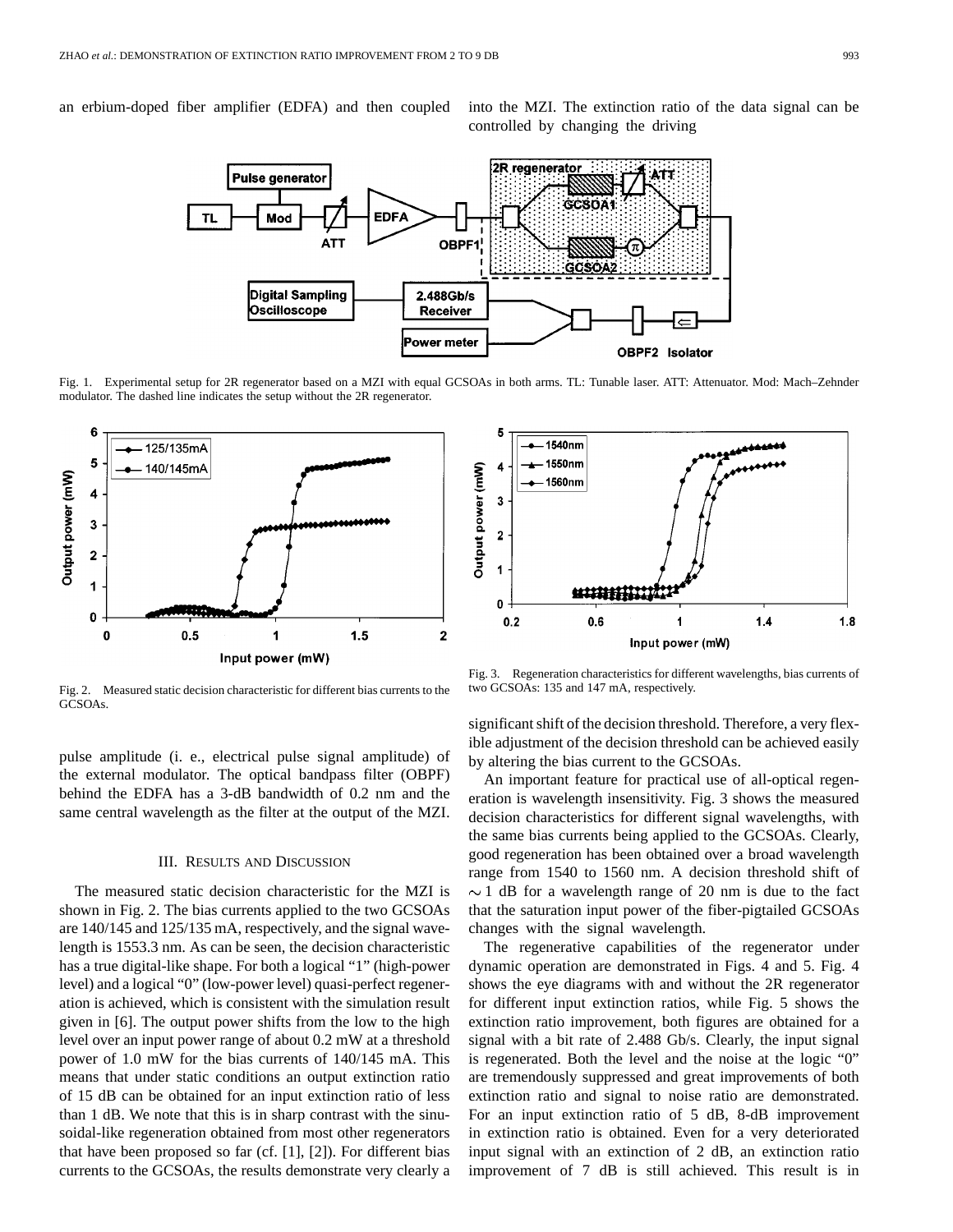an erbium-doped fiber amplifier (EDFA) and then coupled into the MZI. The extinction ratio of the data signal can be controlled by changing the driving pulse amplitude (i. e., electrical pulse signal amplitude) of the external modulator. The optical bandpass filter (OBPF) behind the EDFA has a 3-dB bandwidth of 0.2 nm and the same central wavelength as the filter at the output of the MZI.

Fig. 1. Experimental setup for 2R regenerator based on a MZI with equal GCSOAs in both arms. TL: Tunable laser. ATT: Attenuator. Mod: Mach–Zehnder modulator. The dashed line indicates the setup without the 2R regenerator.

Fig. 2. Measured static decision characteristic for different bias currents to the GCSOAs.

Fig. 3. Regeneration characteristics for different wavelengths, bias currents of two GCSOAs: 135 and 147 mA, respectively.

## III. Results and Discussion

The measured static decision characteristic for the MZI is shown in Fig. 2. The bias currents applied to the two GCSOAs are 140/145 and 125/135 mA, respectively, and the signal wavelength is 1553.3 nm. As can be seen, the decision characteristic has a true digital-like shape. For both a logical "1" (high-power level) and a logical "0" (low-power level) quasi-perfect regeneration is achieved, which is consistent with the simulation result given in [6]. The output power shifts from the low to the high level over an input power range of about 0.2 mW at a threshold power of 1.0 mW for the bias currents of 140/145 mA. This means that under static conditions an output extinction ratio of 15 dB can be obtained for an input extinction ratio of less than 1 dB. We note that this is in sharp contrast with the sinusoidal-like regeneration obtained from most other regenerators that have been proposed so far (cf. [1], [2]). For different bias currents to the GCSOAs, the results demonstrate very clearly a significant shift of the decision threshold. Therefore, a very flexible adjustment of the decision threshold can be achieved easily by altering the bias current to the GCSOAs.

An important feature for practical use of all-optical regeneration is wavelength insensitivity. Fig. 3 shows the measured decision characteristics for different signal wavelengths, with the same bias currents being applied to the GCSOAs. Clearly, good regeneration has been obtained over a broad wavelength range from 1540 to 1560 nm. A decision threshold shift of $\sim 1$ dB for a wavelength range of 20 nm is due to the fact that the saturation input power of the fiber-pigtailed GCSOAs changes with the signal wavelength.

The regenerative capabilities of the regenerator under dynamic operation are demonstrated in Figs. 4 and 5. Fig. 4 shows the eye diagrams with and without the 2R regenerator for different input extinction ratios, while Fig. 5 shows the extinction ratio improvement, both figures are obtained for a signal with a bit rate of 2.488 Gb/s. Clearly, the input signal is regenerated. Both the level and the noise at the logic "0" are tremendously suppressed and great improvements of both extinction ratio and signal to noise ratio are demonstrated. For an input extinction ratio of 5 dB, 8-dB improvement in extinction ratio is obtained. Even for a very deteriorated input signal with an extinction of 2 dB, an extinction ratio improvement of 7 dB is still achieved. This result is in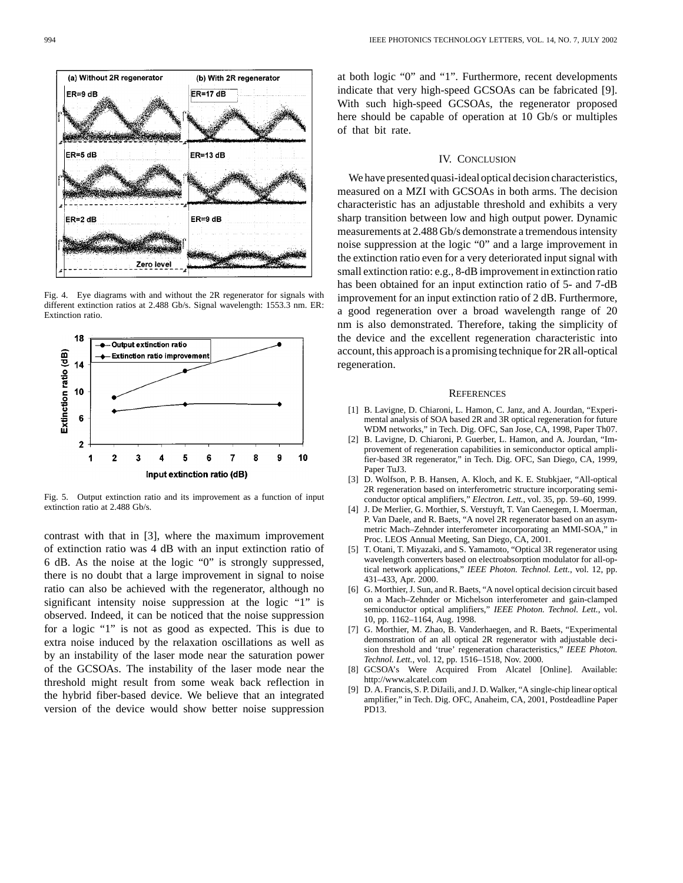(a) Without 2R regenerator

(b) With 2R regenerator

ER=9 dB

ER=17 dB

ER=5 dB

ER=13 dB

ER=2 dB

ER=9 dB

Zero level

Fig. 4. Eye diagrams with and without the 2R regenerator for signals with different extinction ratios at 2.488 Gb/s. Signal wavelength: 1553.3 nm. ER: Extinction ratio.

Output extinction ratio

Extinction ratio improvement

Extinction ratio (dB)

18
14
10
6
2

1 2 3 4 5 6 7 8 9 10

Input extinction ratio (dB)

Fig. 5. Output extinction ratio and its improvement as a function of input extinction ratio at 2.488 Gb/s.

contrast with that in [3], where the maximum improvement of extinction ratio was 4 dB with an input extinction ratio of 6 dB. As the noise at the logic "0" is strongly suppressed, there is no doubt that a large improvement in signal to noise ratio can also be achieved with the regenerator, although no significant intensity noise suppression at the logic "1" is observed. Indeed, it can be noticed that the noise suppression for a logic "1" is not as good as expected. This is due to extra noise induced by the relaxation oscillations as well as by an instability of the laser mode near the saturation power of the GCSOAs. The instability of the laser mode near the threshold might result from some weak back reflection in the hybrid fiber-based device. We believe that an integrated version of the device would show better noise suppression at both logic "0" and "1". Furthermore, recent developments indicate that very high-speed GCSOAs can be fabricated [9]. With such high-speed GCSOAs, the regenerator proposed here should be capable of operation at 10 Gb/s or multiples of that bit rate.

## IV. Conclusion

We have presented quasi-ideal optical decision characteristics, measured on a MZI with GCSOAs in both arms. The decision characteristic has an adjustable threshold and exhibits a very sharp transition between low and high output power. Dynamic measurements at 2.488 Gb/s demonstrate a tremendous intensity noise suppression at the logic "0" and a large improvement in the extinction ratio even for a very deteriorated input signal with small extinction ratio: e.g., 8-dB improvement in extinction ratio has been obtained for an input extinction ratio of 5- and 7-dB improvement for an input extinction ratio of 2 dB. Furthermore, a good regeneration over a broad wavelength range of 20 nm is also demonstrated. Therefore, taking the simplicity of the device and the excellent regeneration characteristic into account, this approach is a promising technique for 2R all-optical regeneration.

## References

[1] B. Lavigne, D. Chiaroni, L. Hamon, C. Janz, and A. Jourdan, "Experimental analysis of SOA based 2R and 3R optical regeneration for future WDM networks," in Tech. Dig. OFC, San Jose, CA, 1998, Paper Th07.

[2] B. Lavigne, D. Chiaroni, P. Guerber, L. Hamon, and A. Jourdan, "Improvement of regeneration capabilities in semiconductor optical amplifier-based 3R regenerator," in Tech. Dig. OFC, San Diego, CA, 1999, Paper TuJ3.

[3] D. Wolfson, P. B. Hansen, A. Kloch, and K. E. Stubkjaer, "All-optical 2R regeneration based on interferometric structure incorporating semiconductor optical amplifiers," *Electron. Lett.*, vol. 35, pp. 59–60, 1999.

[4] J. De Merlier, G. Morthier, S. Verstuyft, T. Van Caenegem, I. Moerman, P. Van Daele, and R. Baets, "A novel 2R regenerator based on an asymmetric Mach–Zehnder interferometer incorporating an MMI-SOA," in Proc. LEOS Annual Meeting, San Diego, CA, 2001.

[5] T. Otani, T. Miyazaki, and S. Yamamoto, "Optical 3R regenerator using wavelength converters based on electroabsorption modulator for all-optical network applications," *IEEE Photon. Technol. Lett.*, vol. 12, pp. 431–433, Apr. 2000.

[6] G. Morthier, J. Sun, and R. Baets, "A novel optical decision circuit based on a Mach–Zehnder or Michelson interferometer and gain-clamped semiconductor optical amplifiers," *IEEE Photon. Technol. Lett.*, vol. 10, pp. 1162–1164, Aug. 1998.

[7] G. Morthier, M. Zhao, B. Vanderhaegen, and R. Baets, "Experimental demonstration of an all optical 2R regenerator with adjustable decision threshold and 'true' regeneration characteristics," *IEEE Photon. Technol. Lett.*, vol. 12, pp. 1516–1518, Nov. 2000.

[8] GCSOA's Were Acquired From Alcatel [Online]. Available: http://www.alcatel.com

[9] D. A. Francis, S. P. DiJaili, and J. D. Walker, "A single-chip linear optical amplifier," in Tech. Dig. OFC, Anaheim, CA, 2001, Postdeadline Paper PD13.